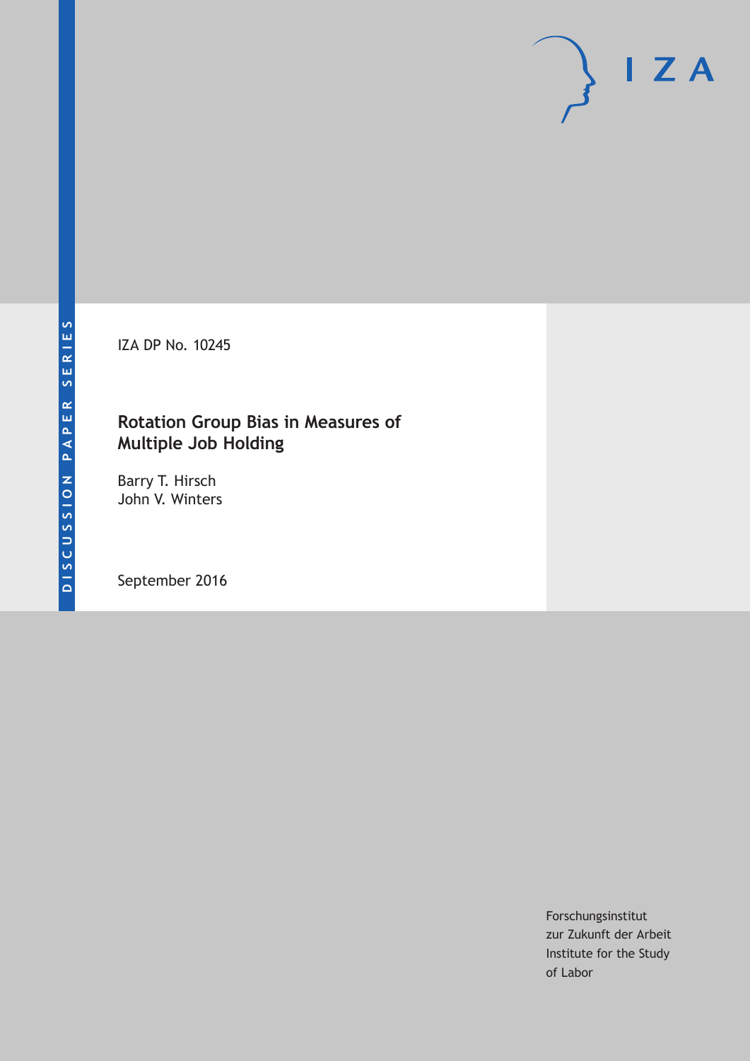DISCUSSION PAPER SERIES

IZA

IZA DP No. 10245

# Rotation Group Bias in Measures of Multiple Job Holding

Barry T. Hirsch
John V. Winters

September 2016

Forschungsinstitut
zur Zukunft der Arbeit
Institute for the Study
of Labor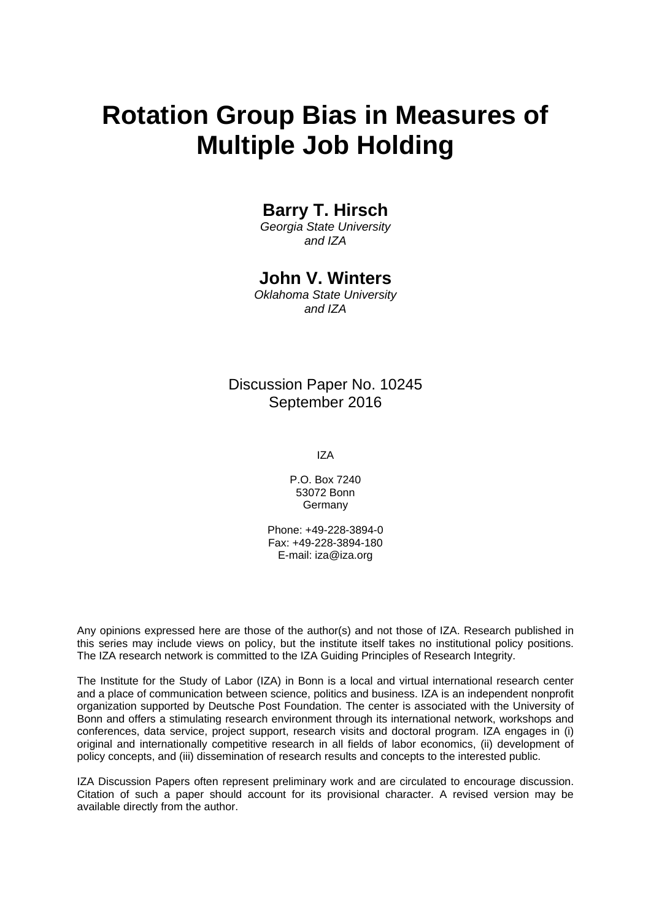# Rotation Group Bias in Measures of Multiple Job Holding

**Barry T. Hirsch**
*Georgia State University and IZA*

**John V. Winters**
*Oklahoma State University and IZA*

Discussion Paper No. 10245
September 2016

IZA

P.O. Box 7240
53072 Bonn
Germany

Phone: +49-228-3894-0
Fax: +49-228-3894-180
E-mail: iza@iza.org

Any opinions expressed here are those of the author(s) and not those of IZA. Research published in this series may include views on policy, but the institute itself takes no institutional policy positions. The IZA research network is committed to the IZA Guiding Principles of Research Integrity.

The Institute for the Study of Labor (IZA) in Bonn is a local and virtual international research center and a place of communication between science, politics and business. IZA is an independent nonprofit organization supported by Deutsche Post Foundation. The center is associated with the University of Bonn and offers a stimulating research environment through its international network, workshops and conferences, data service, project support, research visits and doctoral program. IZA engages in (i) original and internationally competitive research in all fields of labor economics, (ii) development of policy concepts, and (iii) dissemination of research results and concepts to the interested public.

IZA Discussion Papers often represent preliminary work and are circulated to encourage discussion. Citation of such a paper should account for its provisional character. A revised version may be available directly from the author.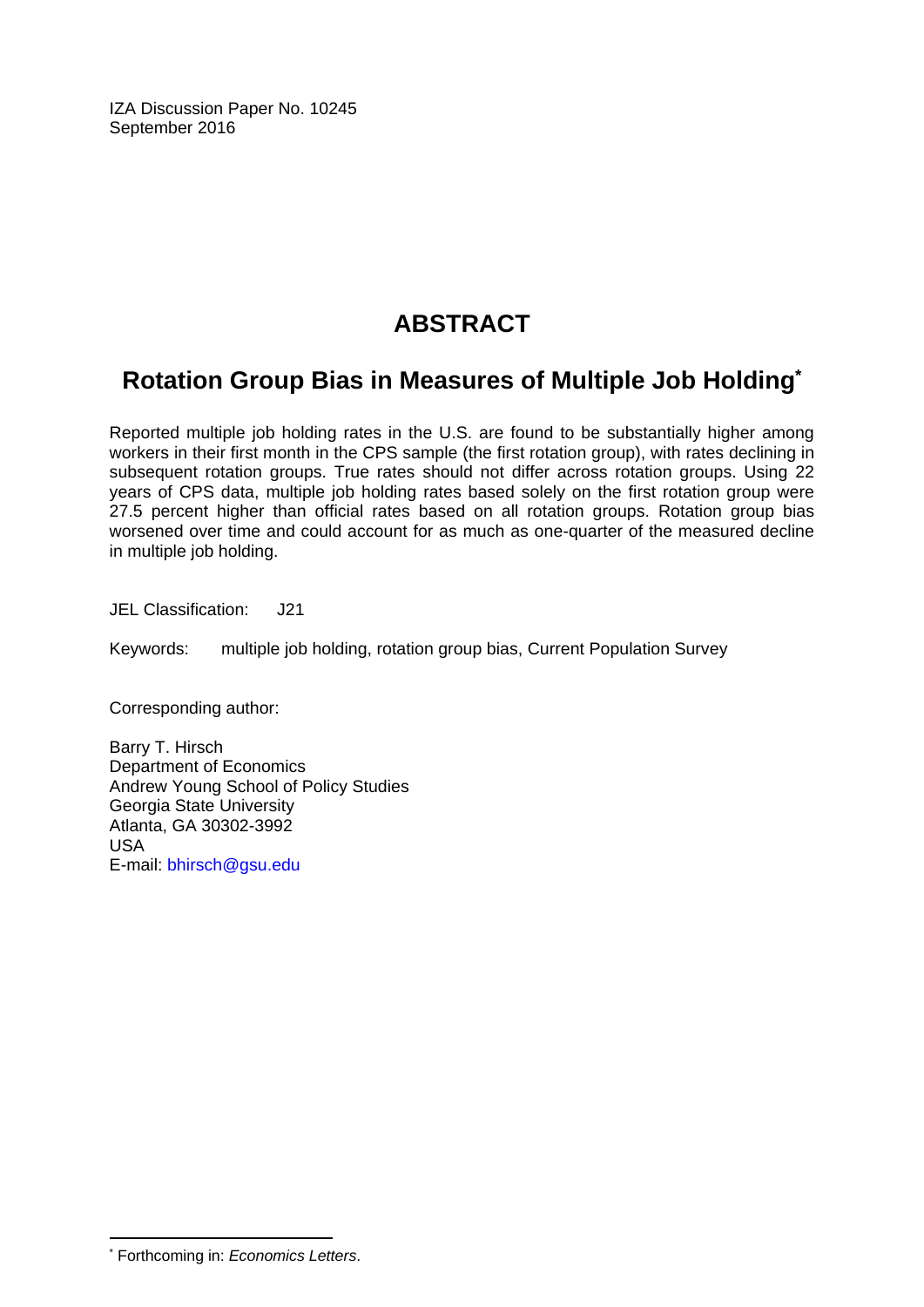IZA Discussion Paper No. 10245
September 2016

# ABSTRACT

## Rotation Group Bias in Measures of Multiple Job Holding[*]

Reported multiple job holding rates in the U.S. are found to be substantially higher among workers in their first month in the CPS sample (the first rotation group), with rates declining in subsequent rotation groups. True rates should not differ across rotation groups. Using 22 years of CPS data, multiple job holding rates based solely on the first rotation group were 27.5 percent higher than official rates based on all rotation groups. Rotation group bias worsened over time and could account for as much as one-quarter of the measured decline in multiple job holding.

JEL Classification: J21

Keywords: multiple job holding, rotation group bias, Current Population Survey

Corresponding author:

Barry T. Hirsch
Department of Economics
Andrew Young School of Policy Studies
Georgia State University
Atlanta, GA 30302-3992
USA
E-mail: bhirsch@gsu.edu

[*] Forthcoming in: *Economics Letters*.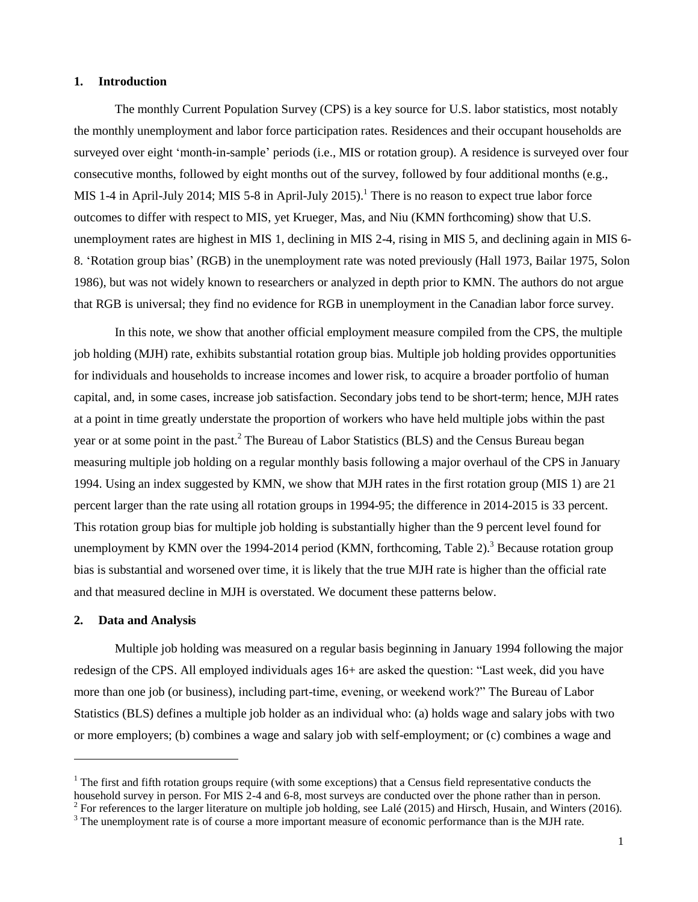## 1. Introduction

The monthly Current Population Survey (CPS) is a key source for U.S. labor statistics, most notably the monthly unemployment and labor force participation rates. Residences and their occupant households are surveyed over eight 'month-in-sample' periods (i.e., MIS or rotation group). A residence is surveyed over four consecutive months, followed by eight months out of the survey, followed by four additional months (e.g., MIS 1-4 in April-July 2014; MIS 5-8 in April-July 2015).[1] There is no reason to expect true labor force outcomes to differ with respect to MIS, yet Krueger, Mas, and Niu (KMN forthcoming) show that U.S. unemployment rates are highest in MIS 1, declining in MIS 2-4, rising in MIS 5, and declining again in MIS 6-8. 'Rotation group bias' (RGB) in the unemployment rate was noted previously (Hall 1973, Bailar 1975, Solon 1986), but was not widely known to researchers or analyzed in depth prior to KMN. The authors do not argue that RGB is universal; they find no evidence for RGB in unemployment in the Canadian labor force survey.

In this note, we show that another official employment measure compiled from the CPS, the multiple job holding (MJH) rate, exhibits substantial rotation group bias. Multiple job holding provides opportunities for individuals and households to increase incomes and lower risk, to acquire a broader portfolio of human capital, and, in some cases, increase job satisfaction. Secondary jobs tend to be short-term; hence, MJH rates at a point in time greatly understate the proportion of workers who have held multiple jobs within the past year or at some point in the past.[2] The Bureau of Labor Statistics (BLS) and the Census Bureau began measuring multiple job holding on a regular monthly basis following a major overhaul of the CPS in January 1994. Using an index suggested by KMN, we show that MJH rates in the first rotation group (MIS 1) are 21 percent larger than the rate using all rotation groups in 1994-95; the difference in 2014-2015 is 33 percent. This rotation group bias for multiple job holding is substantially higher than the 9 percent level found for unemployment by KMN over the 1994-2014 period (KMN, forthcoming, Table 2).[3] Because rotation group bias is substantial and worsened over time, it is likely that the true MJH rate is higher than the official rate and that measured decline in MJH is overstated. We document these patterns below.

## 2. Data and Analysis

Multiple job holding was measured on a regular basis beginning in January 1994 following the major redesign of the CPS. All employed individuals ages 16+ are asked the question: "Last week, did you have more than one job (or business), including part-time, evening, or weekend work?" The Bureau of Labor Statistics (BLS) defines a multiple job holder as an individual who: (a) holds wage and salary jobs with two or more employers; (b) combines a wage and salary job with self-employment; or (c) combines a wage and

---

[1] The first and fifth rotation groups require (with some exceptions) that a Census field representative conducts the household survey in person. For MIS 2-4 and 6-8, most surveys are conducted over the phone rather than in person.

[2] For references to the larger literature on multiple job holding, see Lalé (2015) and Hirsch, Husain, and Winters (2016).

[3] The unemployment rate is of course a more important measure of economic performance than is the MJH rate.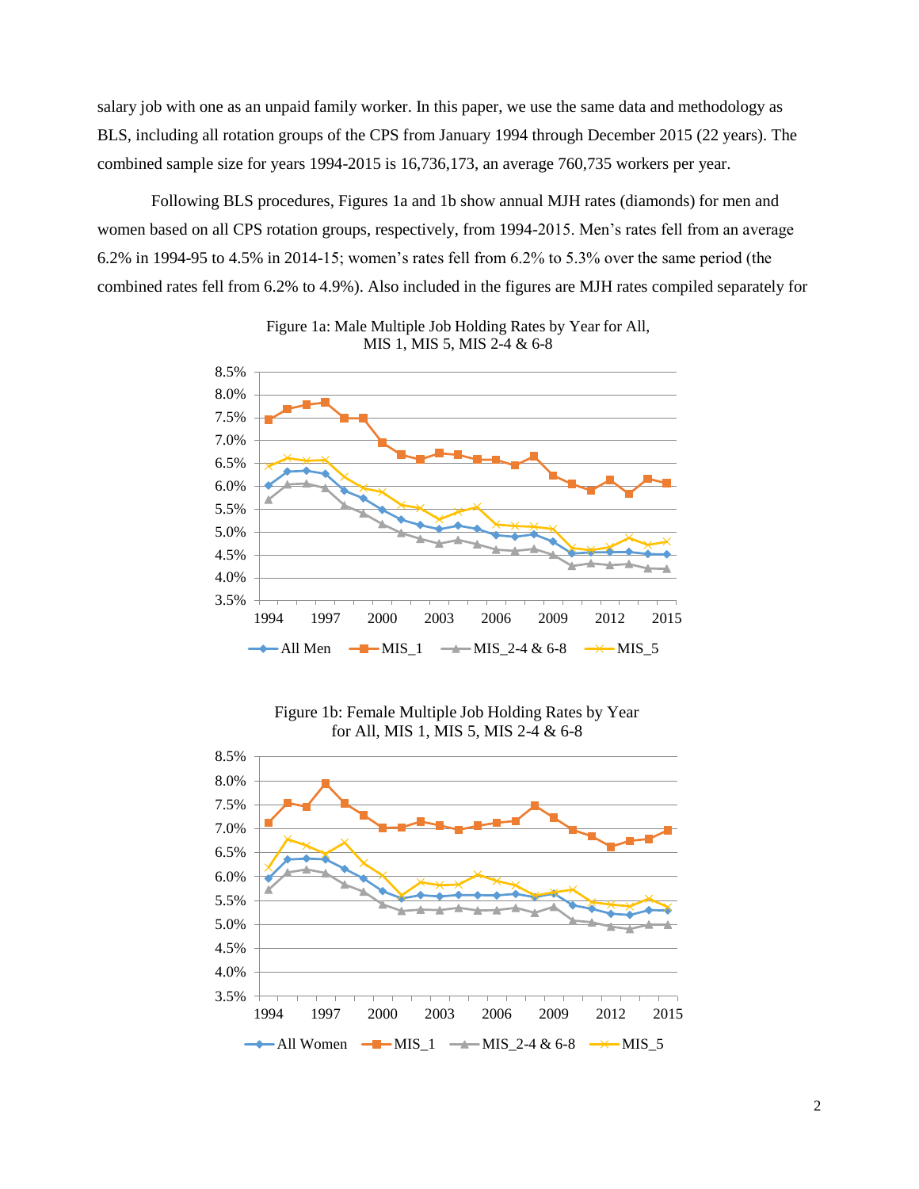salary job with one as an unpaid family worker. In this paper, we use the same data and methodology as BLS, including all rotation groups of the CPS from January 1994 through December 2015 (22 years). The combined sample size for years 1994-2015 is 16,736,173, an average 760,735 workers per year.

Following BLS procedures, Figures 1a and 1b show annual MJH rates (diamonds) for men and women based on all CPS rotation groups, respectively, from 1994-2015. Men's rates fell from an average 6.2% in 1994-95 to 4.5% in 2014-15; women's rates fell from 6.2% to 5.3% over the same period (the combined rates fell from 6.2% to 4.9%). Also included in the figures are MJH rates compiled separately for

Figure 1a: Male Multiple Job Holding Rates by Year for All, MIS 1, MIS 5, MIS 2-4 & 6-8

Figure 1b: Female Multiple Job Holding Rates by Year for All, MIS 1, MIS 5, MIS 2-4 & 6-8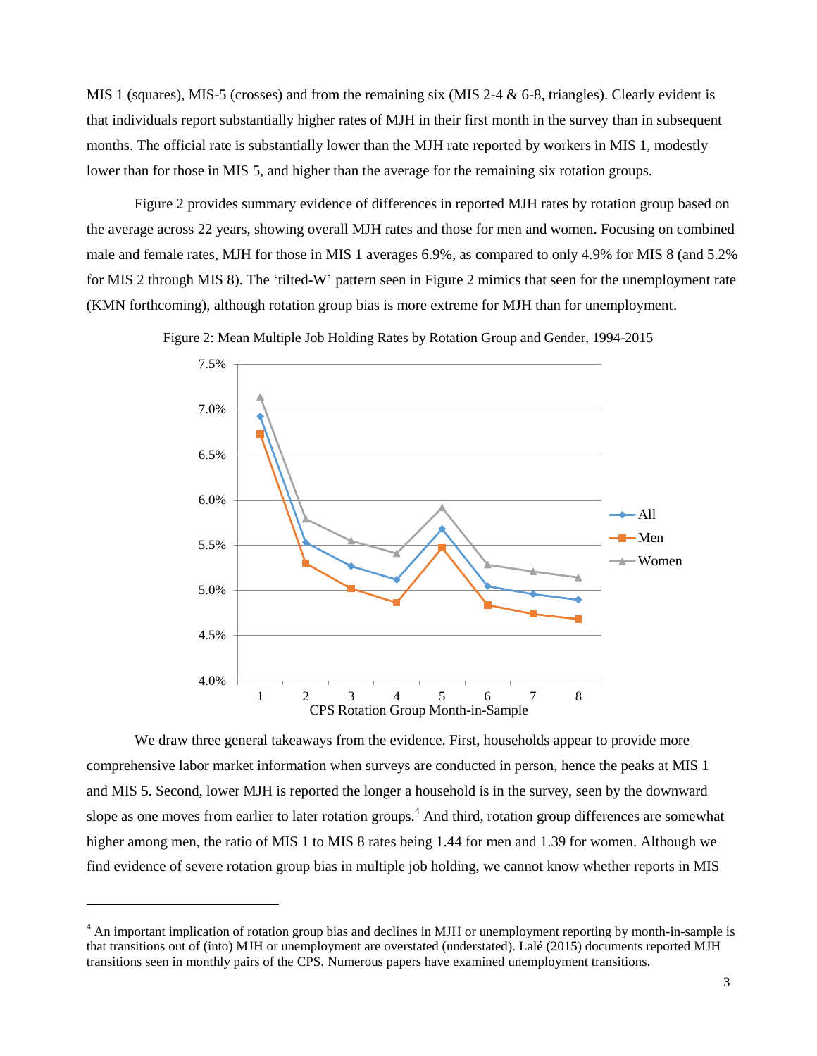MIS 1 (squares), MIS-5 (crosses) and from the remaining six (MIS 2-4 & 6-8, triangles). Clearly evident is that individuals report substantially higher rates of MJH in their first month in the survey than in subsequent months. The official rate is substantially lower than the MJH rate reported by workers in MIS 1, modestly lower than for those in MIS 5, and higher than the average for the remaining six rotation groups.

Figure 2 provides summary evidence of differences in reported MJH rates by rotation group based on the average across 22 years, showing overall MJH rates and those for men and women. Focusing on combined male and female rates, MJH for those in MIS 1 averages 6.9%, as compared to only 4.9% for MIS 8 (and 5.2% for MIS 2 through MIS 8). The 'tilted-W' pattern seen in Figure 2 mimics that seen for the unemployment rate (KMN forthcoming), although rotation group bias is more extreme for MJH than for unemployment.

Figure 2: Mean Multiple Job Holding Rates by Rotation Group and Gender, 1994-2015

We draw three general takeaways from the evidence. First, households appear to provide more comprehensive labor market information when surveys are conducted in person, hence the peaks at MIS 1 and MIS 5. Second, lower MJH is reported the longer a household is in the survey, seen by the downward slope as one moves from earlier to later rotation groups.[4] And third, rotation group differences are somewhat higher among men, the ratio of MIS 1 to MIS 8 rates being 1.44 for men and 1.39 for women. Although we find evidence of severe rotation group bias in multiple job holding, we cannot know whether reports in MIS

[4] An important implication of rotation group bias and declines in MJH or unemployment reporting by month-in-sample is that transitions out of (into) MJH or unemployment are overstated (understated). Lalé (2015) documents reported MJH transitions seen in monthly pairs of the CPS. Numerous papers have examined unemployment transitions.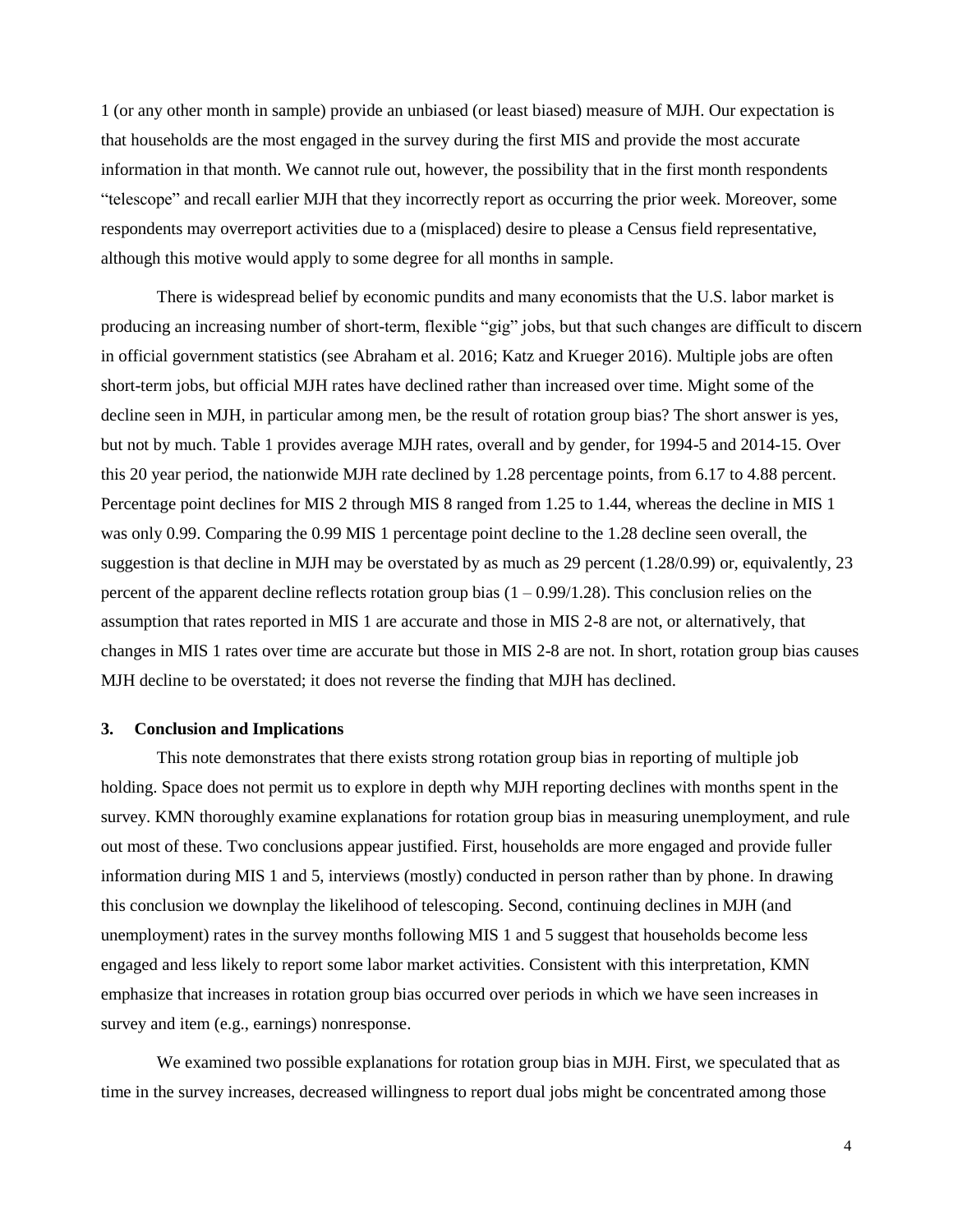1 (or any other month in sample) provide an unbiased (or least biased) measure of MJH. Our expectation is that households are the most engaged in the survey during the first MIS and provide the most accurate information in that month. We cannot rule out, however, the possibility that in the first month respondents "telescope" and recall earlier MJH that they incorrectly report as occurring the prior week. Moreover, some respondents may overreport activities due to a (misplaced) desire to please a Census field representative, although this motive would apply to some degree for all months in sample.

There is widespread belief by economic pundits and many economists that the U.S. labor market is producing an increasing number of short-term, flexible "gig" jobs, but that such changes are difficult to discern in official government statistics (see Abraham et al. 2016; Katz and Krueger 2016). Multiple jobs are often short-term jobs, but official MJH rates have declined rather than increased over time. Might some of the decline seen in MJH, in particular among men, be the result of rotation group bias? The short answer is yes, but not by much. Table 1 provides average MJH rates, overall and by gender, for 1994-5 and 2014-15. Over this 20 year period, the nationwide MJH rate declined by 1.28 percentage points, from 6.17 to 4.88 percent. Percentage point declines for MIS 2 through MIS 8 ranged from 1.25 to 1.44, whereas the decline in MIS 1 was only 0.99. Comparing the 0.99 MIS 1 percentage point decline to the 1.28 decline seen overall, the suggestion is that decline in MJH may be overstated by as much as 29 percent (1.28/0.99) or, equivalently, 23 percent of the apparent decline reflects rotation group bias (1 – 0.99/1.28). This conclusion relies on the assumption that rates reported in MIS 1 are accurate and those in MIS 2-8 are not, or alternatively, that changes in MIS 1 rates over time are accurate but those in MIS 2-8 are not. In short, rotation group bias causes MJH decline to be overstated; it does not reverse the finding that MJH has declined.

## 3. Conclusion and Implications

This note demonstrates that there exists strong rotation group bias in reporting of multiple job holding. Space does not permit us to explore in depth why MJH reporting declines with months spent in the survey. KMN thoroughly examine explanations for rotation group bias in measuring unemployment, and rule out most of these. Two conclusions appear justified. First, households are more engaged and provide fuller information during MIS 1 and 5, interviews (mostly) conducted in person rather than by phone. In drawing this conclusion we downplay the likelihood of telescoping. Second, continuing declines in MJH (and unemployment) rates in the survey months following MIS 1 and 5 suggest that households become less engaged and less likely to report some labor market activities. Consistent with this interpretation, KMN emphasize that increases in rotation group bias occurred over periods in which we have seen increases in survey and item (e.g., earnings) nonresponse.

We examined two possible explanations for rotation group bias in MJH. First, we speculated that as time in the survey increases, decreased willingness to report dual jobs might be concentrated among those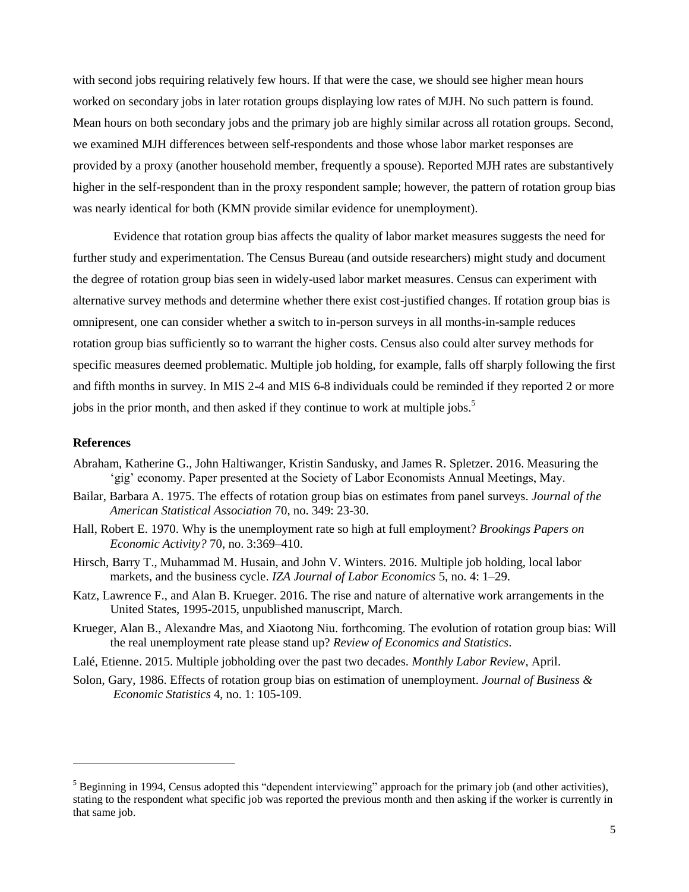with second jobs requiring relatively few hours. If that were the case, we should see higher mean hours worked on secondary jobs in later rotation groups displaying low rates of MJH. No such pattern is found. Mean hours on both secondary jobs and the primary job are highly similar across all rotation groups. Second, we examined MJH differences between self-respondents and those whose labor market responses are provided by a proxy (another household member, frequently a spouse). Reported MJH rates are substantively higher in the self-respondent than in the proxy respondent sample; however, the pattern of rotation group bias was nearly identical for both (KMN provide similar evidence for unemployment).

Evidence that rotation group bias affects the quality of labor market measures suggests the need for further study and experimentation. The Census Bureau (and outside researchers) might study and document the degree of rotation group bias seen in widely-used labor market measures. Census can experiment with alternative survey methods and determine whether there exist cost-justified changes. If rotation group bias is omnipresent, one can consider whether a switch to in-person surveys in all months-in-sample reduces rotation group bias sufficiently so to warrant the higher costs. Census also could alter survey methods for specific measures deemed problematic. Multiple job holding, for example, falls off sharply following the first and fifth months in survey. In MIS 2-4 and MIS 6-8 individuals could be reminded if they reported 2 or more jobs in the prior month, and then asked if they continue to work at multiple jobs.[5]

### References

Abraham, Katherine G., John Haltiwanger, Kristin Sandusky, and James R. Spletzer. 2016. Measuring the 'gig' economy. Paper presented at the Society of Labor Economists Annual Meetings, May.

Bailar, Barbara A. 1975. The effects of rotation group bias on estimates from panel surveys. *Journal of the American Statistical Association* 70, no. 349: 23-30.

Hall, Robert E. 1970. Why is the unemployment rate so high at full employment? *Brookings Papers on Economic Activity?* 70, no. 3:369–410.

Hirsch, Barry T., Muhammad M. Husain, and John V. Winters. 2016. Multiple job holding, local labor markets, and the business cycle. *IZA Journal of Labor Economics* 5, no. 4: 1–29.

Katz, Lawrence F., and Alan B. Krueger. 2016. The rise and nature of alternative work arrangements in the United States, 1995-2015, unpublished manuscript, March.

Krueger, Alan B., Alexandre Mas, and Xiaotong Niu. forthcoming. The evolution of rotation group bias: Will the real unemployment rate please stand up? *Review of Economics and Statistics*.

Lalé, Etienne. 2015. Multiple jobholding over the past two decades. *Monthly Labor Review*, April.

Solon, Gary, 1986. Effects of rotation group bias on estimation of unemployment. *Journal of Business & Economic Statistics* 4, no. 1: 105-109.

---

[5] Beginning in 1994, Census adopted this "dependent interviewing" approach for the primary job (and other activities), stating to the respondent what specific job was reported the previous month and then asking if the worker is currently in that same job.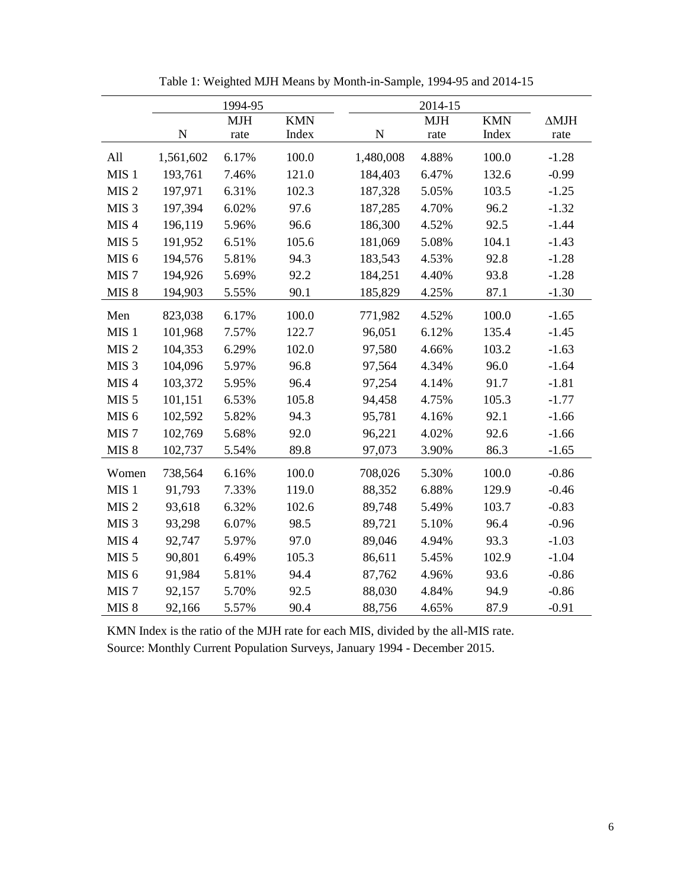Table 1: Weighted MJH Means by Month-in-Sample, 1994-95 and 2014-15

| | 1994-95 | | | 2014-15 | | | |
|---|---|---|---|---|---|---|---|
| | N | MJH rate | KMN Index | N | MJH rate | KMN Index | ΔMJH rate |
| All | 1,561,602 | 6.17% | 100.0 | 1,480,008 | 4.88% | 100.0 | -1.28 |
| MIS 1 | 193,761 | 7.46% | 121.0 | 184,403 | 6.47% | 132.6 | -0.99 |
| MIS 2 | 197,971 | 6.31% | 102.3 | 187,328 | 5.05% | 103.5 | -1.25 |
| MIS 3 | 197,394 | 6.02% | 97.6 | 187,285 | 4.70% | 96.2 | -1.32 |
| MIS 4 | 196,119 | 5.96% | 96.6 | 186,300 | 4.52% | 92.5 | -1.44 |
| MIS 5 | 191,952 | 6.51% | 105.6 | 181,069 | 5.08% | 104.1 | -1.43 |
| MIS 6 | 194,576 | 5.81% | 94.3 | 183,543 | 4.53% | 92.8 | -1.28 |
| MIS 7 | 194,926 | 5.69% | 92.2 | 184,251 | 4.40% | 93.8 | -1.28 |
| MIS 8 | 194,903 | 5.55% | 90.1 | 185,829 | 4.25% | 87.1 | -1.30 |
| Men | 823,038 | 6.17% | 100.0 | 771,982 | 4.52% | 100.0 | -1.65 |
| MIS 1 | 101,968 | 7.57% | 122.7 | 96,051 | 6.12% | 135.4 | -1.45 |
| MIS 2 | 104,353 | 6.29% | 102.0 | 97,580 | 4.66% | 103.2 | -1.63 |
| MIS 3 | 104,096 | 5.97% | 96.8 | 97,564 | 4.34% | 96.0 | -1.64 |
| MIS 4 | 103,372 | 5.95% | 96.4 | 97,254 | 4.14% | 91.7 | -1.81 |
| MIS 5 | 101,151 | 6.53% | 105.8 | 94,458 | 4.75% | 105.3 | -1.77 |
| MIS 6 | 102,592 | 5.82% | 94.3 | 95,781 | 4.16% | 92.1 | -1.66 |
| MIS 7 | 102,769 | 5.68% | 92.0 | 96,221 | 4.02% | 92.6 | -1.66 |
| MIS 8 | 102,737 | 5.54% | 89.8 | 97,073 | 3.90% | 86.3 | -1.65 |
| Women | 738,564 | 6.16% | 100.0 | 708,026 | 5.30% | 100.0 | -0.86 |
| MIS 1 | 91,793 | 7.33% | 119.0 | 88,352 | 6.88% | 129.9 | -0.46 |
| MIS 2 | 93,618 | 6.32% | 102.6 | 89,748 | 5.49% | 103.7 | -0.83 |
| MIS 3 | 93,298 | 6.07% | 98.5 | 89,721 | 5.10% | 96.4 | -0.96 |
| MIS 4 | 92,747 | 5.97% | 97.0 | 89,046 | 4.94% | 93.3 | -1.03 |
| MIS 5 | 90,801 | 6.49% | 105.3 | 86,611 | 5.45% | 102.9 | -1.04 |
| MIS 6 | 91,984 | 5.81% | 94.4 | 87,762 | 4.96% | 93.6 | -0.86 |
| MIS 7 | 92,157 | 5.70% | 92.5 | 88,030 | 4.84% | 94.9 | -0.86 |
| MIS 8 | 92,166 | 5.57% | 90.4 | 88,756 | 4.65% | 87.9 | -0.91 |

KMN Index is the ratio of the MJH rate for each MIS, divided by the all-MIS rate.
Source: Monthly Current Population Surveys, January 1994 - December 2015.